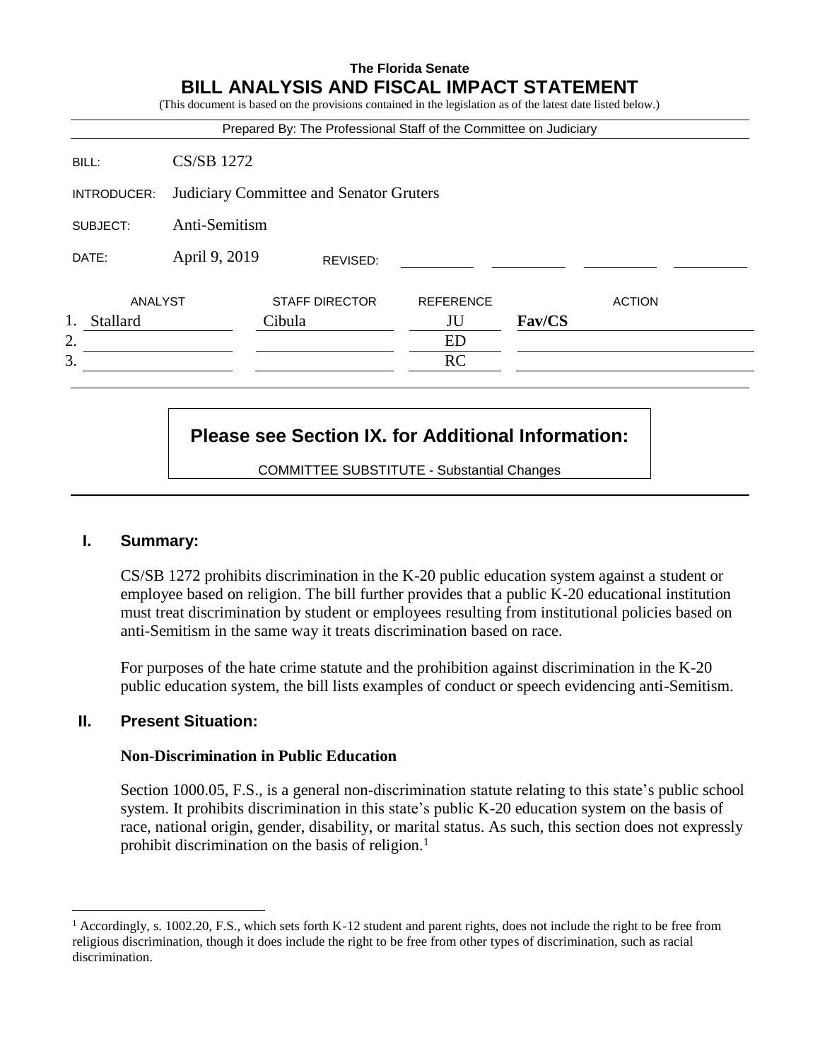**The Florida Senate**

# BILL ANALYSIS AND FISCAL IMPACT STATEMENT

(This document is based on the provisions contained in the legislation as of the latest date listed below.)

Prepared By: The Professional Staff of the Committee on Judiciary

| | |
|---|---|
| BILL: | CS/SB 1272 |
| INTRODUCER: | Judiciary Committee and Senator Gruters |
| SUBJECT: | Anti-Semitism |
| DATE: | April 9, 2019 REVISED: |

| | ANALYST | STAFF DIRECTOR | REFERENCE | ACTION |
|---|---|---|---|---|
| 1. | Stallard | Cibula | JU | **Fav/CS** |
| 2. | | | ED | |
| 3. | | | RC | |

**Please see Section IX. for Additional Information:**

COMMITTEE SUBSTITUTE - Substantial Changes

## I. Summary:

CS/SB 1272 prohibits discrimination in the K-20 public education system against a student or employee based on religion. The bill further provides that a public K-20 educational institution must treat discrimination by student or employees resulting from institutional policies based on anti-Semitism in the same way it treats discrimination based on race.

For purposes of the hate crime statute and the prohibition against discrimination in the K-20 public education system, the bill lists examples of conduct or speech evidencing anti-Semitism.

## II. Present Situation:

### Non-Discrimination in Public Education

Section 1000.05, F.S., is a general non-discrimination statute relating to this state's public school system. It prohibits discrimination in this state's public K-20 education system on the basis of race, national origin, gender, disability, or marital status. As such, this section does not expressly prohibit discrimination on the basis of religion.[1]

[1] Accordingly, s. 1002.20, F.S., which sets forth K-12 student and parent rights, does not include the right to be free from religious discrimination, though it does include the right to be free from other types of discrimination, such as racial discrimination.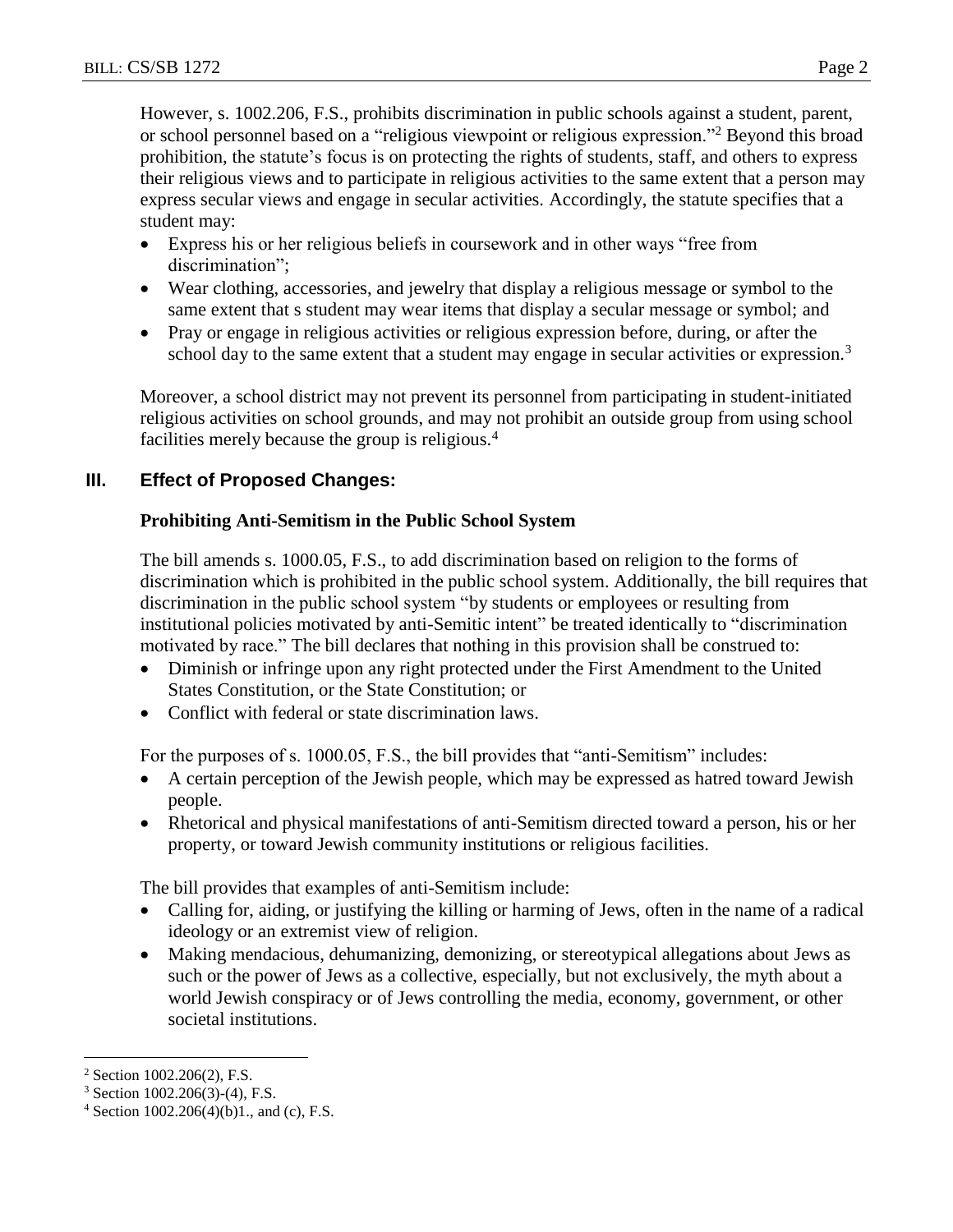However, s. 1002.206, F.S., prohibits discrimination in public schools against a student, parent, or school personnel based on a "religious viewpoint or religious expression."[2] Beyond this broad prohibition, the statute's focus is on protecting the rights of students, staff, and others to express their religious views and to participate in religious activities to the same extent that a person may express secular views and engage in secular activities. Accordingly, the statute specifies that a student may:

- Express his or her religious beliefs in coursework and in other ways "free from discrimination";
- Wear clothing, accessories, and jewelry that display a religious message or symbol to the same extent that s student may wear items that display a secular message or symbol; and
- Pray or engage in religious activities or religious expression before, during, or after the school day to the same extent that a student may engage in secular activities or expression.[3]

Moreover, a school district may not prevent its personnel from participating in student-initiated religious activities on school grounds, and may not prohibit an outside group from using school facilities merely because the group is religious.[4]

## III. Effect of Proposed Changes:

### Prohibiting Anti-Semitism in the Public School System

The bill amends s. 1000.05, F.S., to add discrimination based on religion to the forms of discrimination which is prohibited in the public school system. Additionally, the bill requires that discrimination in the public school system "by students or employees or resulting from institutional policies motivated by anti-Semitic intent" be treated identically to "discrimination motivated by race." The bill declares that nothing in this provision shall be construed to:

- Diminish or infringe upon any right protected under the First Amendment to the United States Constitution, or the State Constitution; or
- Conflict with federal or state discrimination laws.

For the purposes of s. 1000.05, F.S., the bill provides that "anti-Semitism" includes:

- A certain perception of the Jewish people, which may be expressed as hatred toward Jewish people.
- Rhetorical and physical manifestations of anti-Semitism directed toward a person, his or her property, or toward Jewish community institutions or religious facilities.

The bill provides that examples of anti-Semitism include:

- Calling for, aiding, or justifying the killing or harming of Jews, often in the name of a radical ideology or an extremist view of religion.
- Making mendacious, dehumanizing, demonizing, or stereotypical allegations about Jews as such or the power of Jews as a collective, especially, but not exclusively, the myth about a world Jewish conspiracy or of Jews controlling the media, economy, government, or other societal institutions.

---

[2] Section 1002.206(2), F.S.

[3] Section 1002.206(3)-(4), F.S.

[4] Section 1002.206(4)(b)1., and (c), F.S.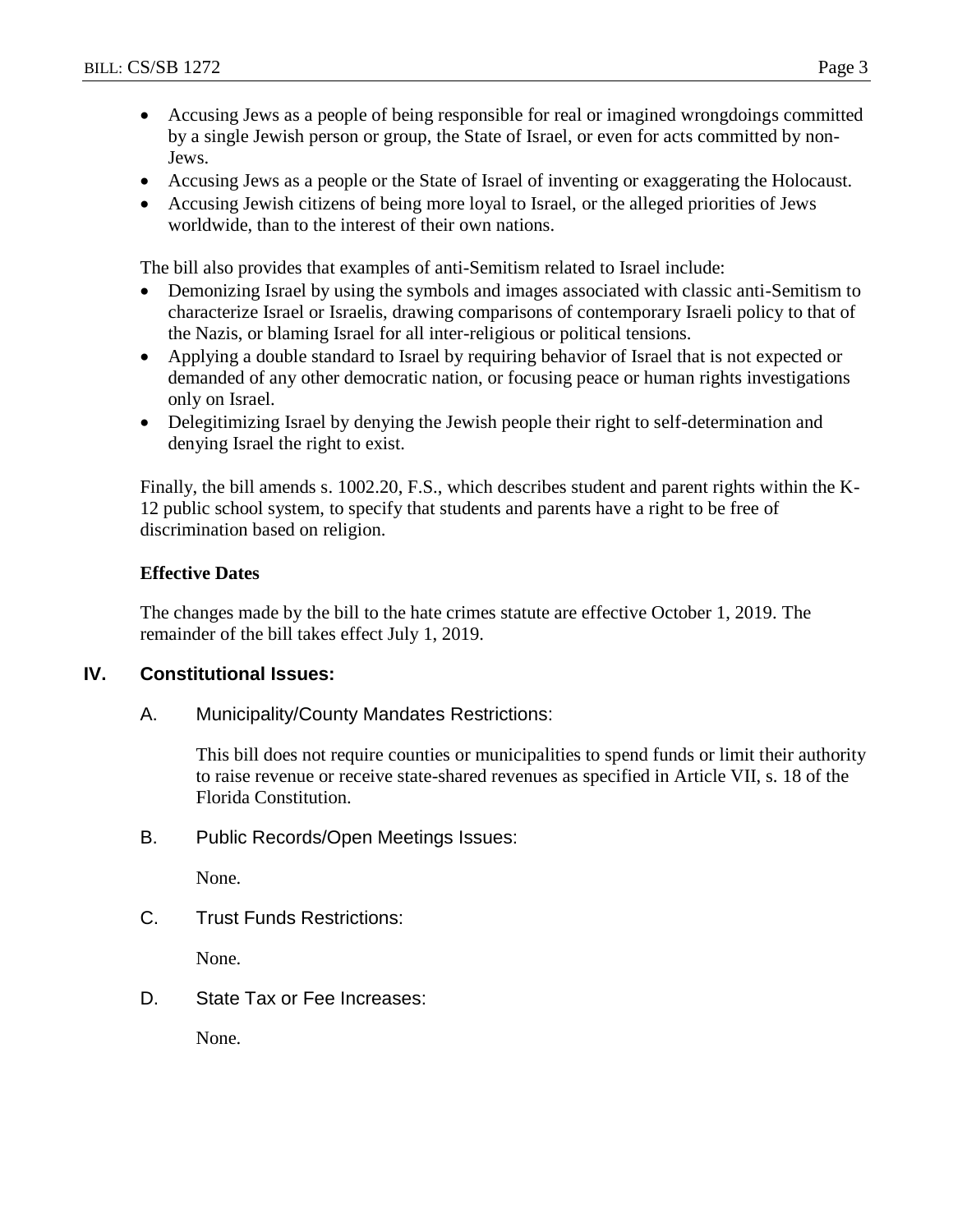- Accusing Jews as a people of being responsible for real or imagined wrongdoings committed by a single Jewish person or group, the State of Israel, or even for acts committed by non-Jews.
- Accusing Jews as a people or the State of Israel of inventing or exaggerating the Holocaust.
- Accusing Jewish citizens of being more loyal to Israel, or the alleged priorities of Jews worldwide, than to the interest of their own nations.

The bill also provides that examples of anti-Semitism related to Israel include:

- Demonizing Israel by using the symbols and images associated with classic anti-Semitism to characterize Israel or Israelis, drawing comparisons of contemporary Israeli policy to that of the Nazis, or blaming Israel for all inter-religious or political tensions.
- Applying a double standard to Israel by requiring behavior of Israel that is not expected or demanded of any other democratic nation, or focusing peace or human rights investigations only on Israel.
- Delegitimizing Israel by denying the Jewish people their right to self-determination and denying Israel the right to exist.

Finally, the bill amends s. 1002.20, F.S., which describes student and parent rights within the K-12 public school system, to specify that students and parents have a right to be free of discrimination based on religion.

**Effective Dates**

The changes made by the bill to the hate crimes statute are effective October 1, 2019. The remainder of the bill takes effect July 1, 2019.

## IV. Constitutional Issues:

### A. Municipality/County Mandates Restrictions:

This bill does not require counties or municipalities to spend funds or limit their authority to raise revenue or receive state-shared revenues as specified in Article VII, s. 18 of the Florida Constitution.

### B. Public Records/Open Meetings Issues:

None.

### C. Trust Funds Restrictions:

None.

### D. State Tax or Fee Increases:

None.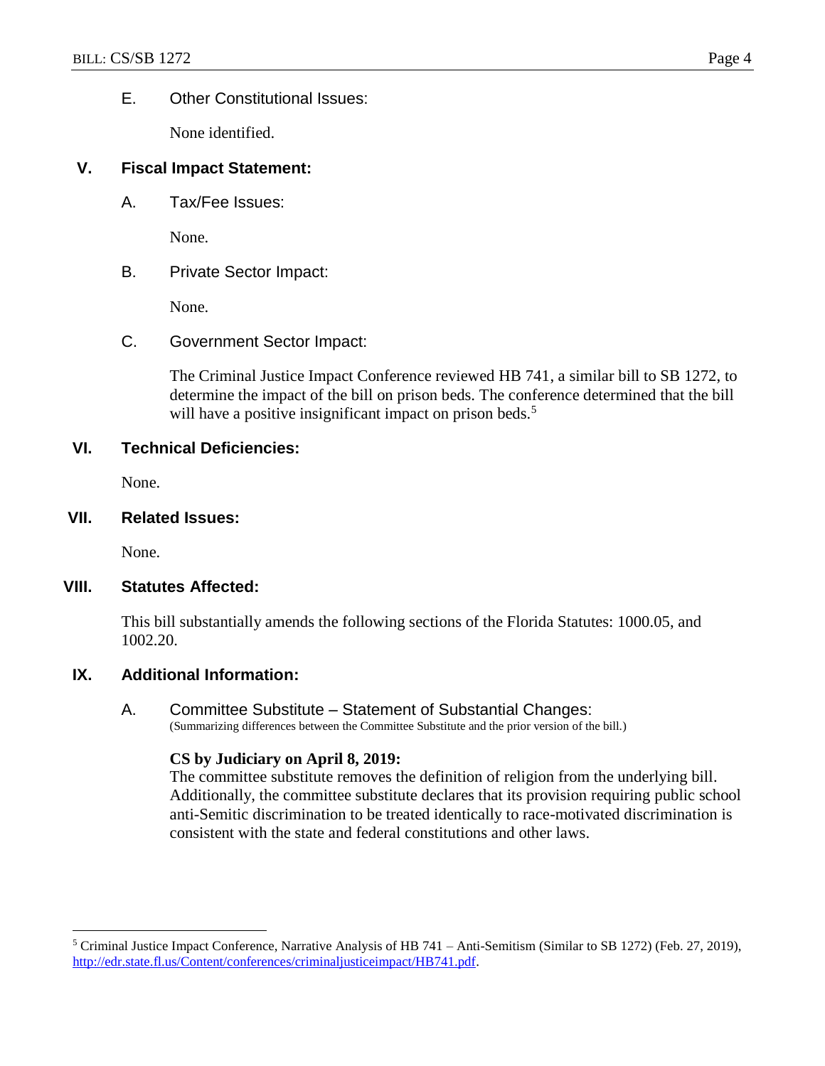E. Other Constitutional Issues:

None identified.

## V. Fiscal Impact Statement:

A. Tax/Fee Issues:

None.

B. Private Sector Impact:

None.

C. Government Sector Impact:

The Criminal Justice Impact Conference reviewed HB 741, a similar bill to SB 1272, to determine the impact of the bill on prison beds. The conference determined that the bill will have a positive insignificant impact on prison beds.[5]

## VI. Technical Deficiencies:

None.

## VII. Related Issues:

None.

## VIII. Statutes Affected:

This bill substantially amends the following sections of the Florida Statutes: 1000.05, and 1002.20.

## IX. Additional Information:

A. Committee Substitute – Statement of Substantial Changes:
(Summarizing differences between the Committee Substitute and the prior version of the bill.)

**CS by Judiciary on April 8, 2019:**
The committee substitute removes the definition of religion from the underlying bill. Additionally, the committee substitute declares that its provision requiring public school anti-Semitic discrimination to be treated identically to race-motivated discrimination is consistent with the state and federal constitutions and other laws.

---

[5] Criminal Justice Impact Conference, Narrative Analysis of HB 741 – Anti-Semitism (Similar to SB 1272) (Feb. 27, 2019), http://edr.state.fl.us/Content/conferences/criminaljusticeimpact/HB741.pdf.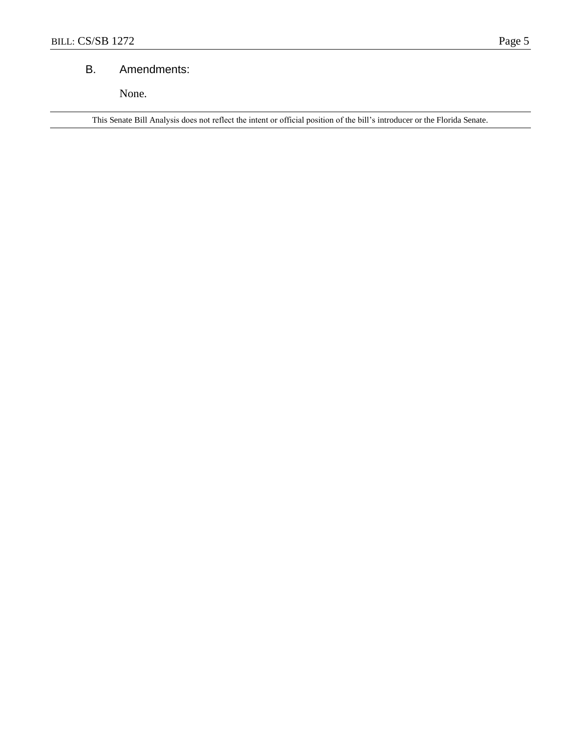### B. Amendments:

None.

---

This Senate Bill Analysis does not reflect the intent or official position of the bill's introducer or the Florida Senate.

---